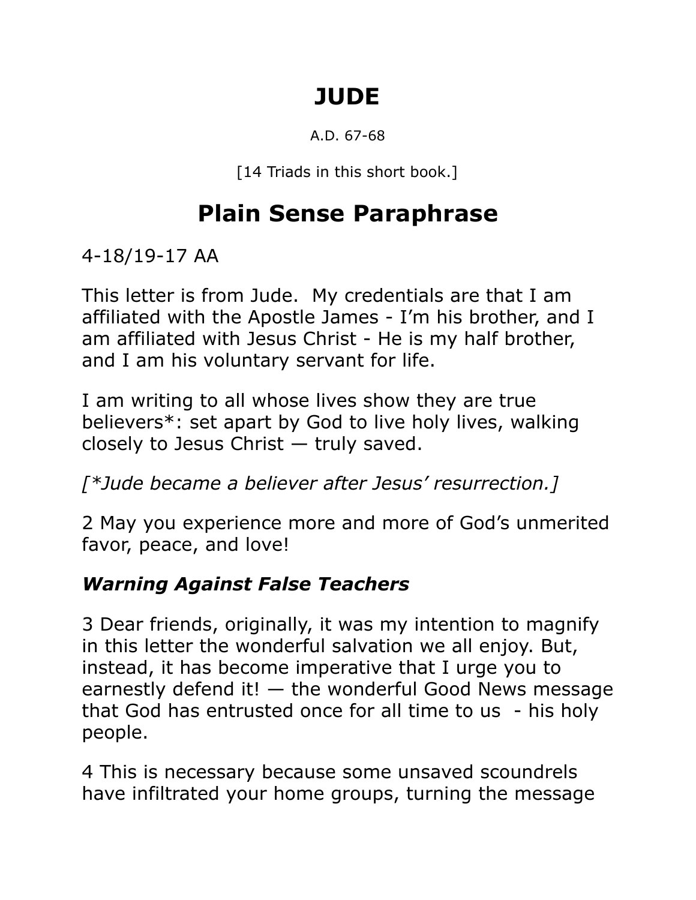# JUDE

A.D. 67-68

[14 Triads in this short book.]

# Plain Sense Paraphrase

4-18/19-17 AA

This letter is from Jude.  My credentials are that I am affiliated with the Apostle James - I'm his brother, and I am affiliated with Jesus Christ - He is my half brother, and I am his voluntary servant for life.

I am writing to all whose lives show they are true believers*: set apart by God to live holy lives, walking closely to Jesus Christ — truly saved.

*[*Jude became a believer after Jesus' resurrection.]*

2 May you experience more and more of God's unmerited favor, peace, and love!

### *Warning Against False Teachers*

3 Dear friends, originally, it was my intention to magnify in this letter the wonderful salvation we all enjoy. But, instead, it has become imperative that I urge you to earnestly defend it! — the wonderful Good News message that God has entrusted once for all time to us  - his holy people.

4 This is necessary because some unsaved scoundrels have infiltrated your home groups, turning the message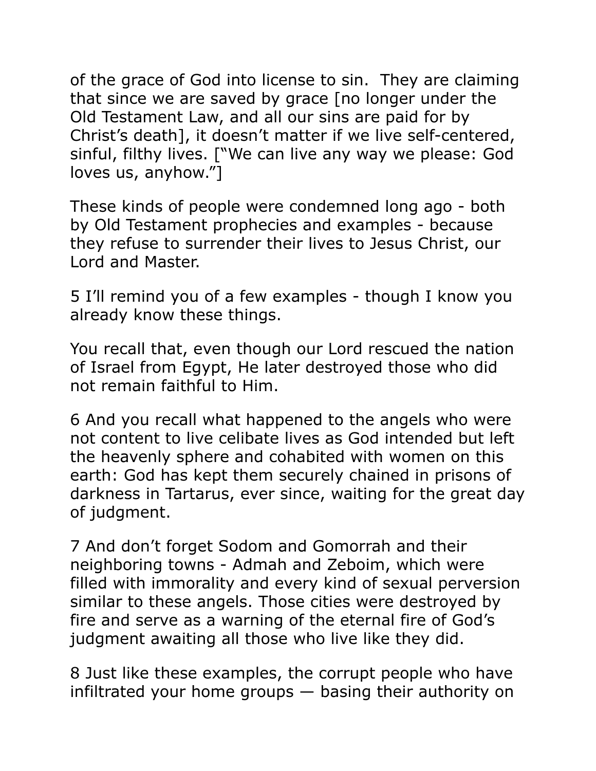of the grace of God into license to sin. They are claiming that since we are saved by grace [no longer under the Old Testament Law, and all our sins are paid for by Christ's death], it doesn't matter if we live self-centered, sinful, filthy lives. ["We can live any way we please: God loves us, anyhow."]

These kinds of people were condemned long ago - both by Old Testament prophecies and examples - because they refuse to surrender their lives to Jesus Christ, our Lord and Master.

5 I'll remind you of a few examples - though I know you already know these things.

You recall that, even though our Lord rescued the nation of Israel from Egypt, He later destroyed those who did not remain faithful to Him.

6 And you recall what happened to the angels who were not content to live celibate lives as God intended but left the heavenly sphere and cohabited with women on this earth: God has kept them securely chained in prisons of darkness in Tartarus, ever since, waiting for the great day of judgment.

7 And don't forget Sodom and Gomorrah and their neighboring towns - Admah and Zeboim, which were filled with immorality and every kind of sexual perversion similar to these angels. Those cities were destroyed by fire and serve as a warning of the eternal fire of God's judgment awaiting all those who live like they did.

8 Just like these examples, the corrupt people who have infiltrated your home groups — basing their authority on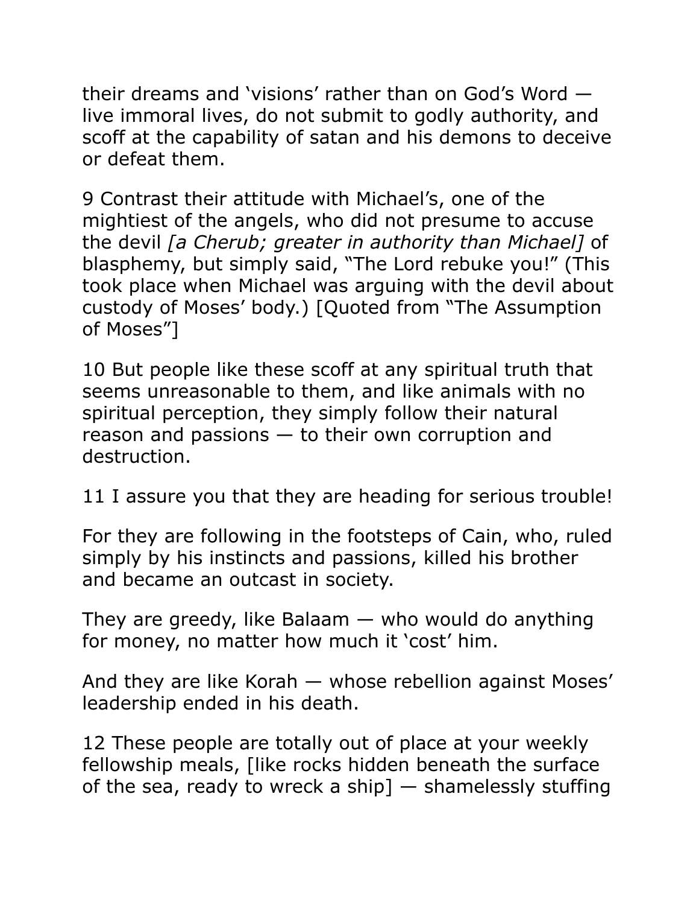their dreams and 'visions' rather than on God's Word — live immoral lives, do not submit to godly authority, and scoff at the capability of satan and his demons to deceive or defeat them.

9 Contrast their attitude with Michael's, one of the mightiest of the angels, who did not presume to accuse the devil *[a Cherub; greater in authority than Michael]* of blasphemy, but simply said, "The Lord rebuke you!" (This took place when Michael was arguing with the devil about custody of Moses' body.) [Quoted from "The Assumption of Moses"]

10 But people like these scoff at any spiritual truth that seems unreasonable to them, and like animals with no spiritual perception, they simply follow their natural reason and passions — to their own corruption and destruction.

11 I assure you that they are heading for serious trouble!

For they are following in the footsteps of Cain, who, ruled simply by his instincts and passions, killed his brother and became an outcast in society.

They are greedy, like Balaam — who would do anything for money, no matter how much it 'cost' him.

And they are like Korah — whose rebellion against Moses' leadership ended in his death.

12 These people are totally out of place at your weekly fellowship meals, [like rocks hidden beneath the surface of the sea, ready to wreck a ship] — shamelessly stuffing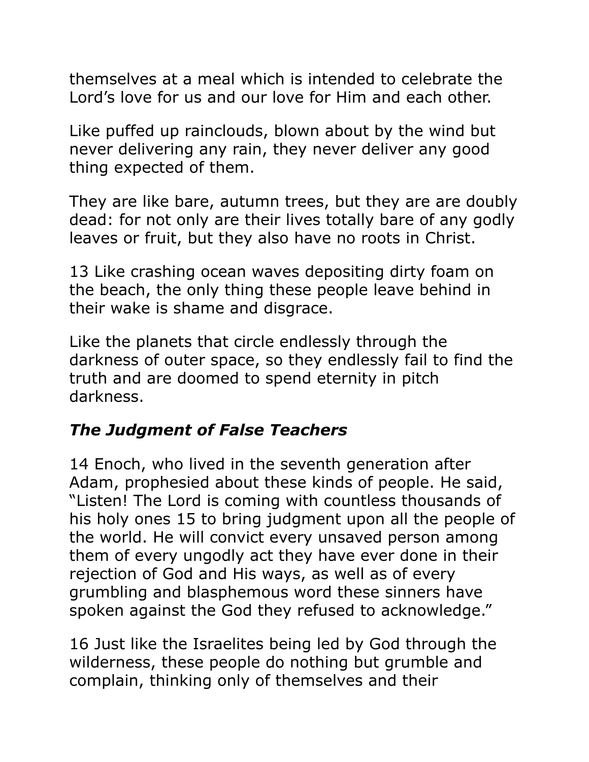themselves at a meal which is intended to celebrate the Lord's love for us and our love for Him and each other.

Like puffed up rainclouds, blown about by the wind but never delivering any rain, they never deliver any good thing expected of them.

They are like bare, autumn trees, but they are are doubly dead: for not only are their lives totally bare of any godly leaves or fruit, but they also have no roots in Christ.

13 Like crashing ocean waves depositing dirty foam on the beach, the only thing these people leave behind in their wake is shame and disgrace.

Like the planets that circle endlessly through the darkness of outer space, so they endlessly fail to find the truth and are doomed to spend eternity in pitch darkness.

### *The Judgment of False Teachers*

14 Enoch, who lived in the seventh generation after Adam, prophesied about these kinds of people. He said, "Listen! The Lord is coming with countless thousands of his holy ones 15 to bring judgment upon all the people of the world. He will convict every unsaved person among them of every ungodly act they have ever done in their rejection of God and His ways, as well as of every grumbling and blasphemous word these sinners have spoken against the God they refused to acknowledge."

16 Just like the Israelites being led by God through the wilderness, these people do nothing but grumble and complain, thinking only of themselves and their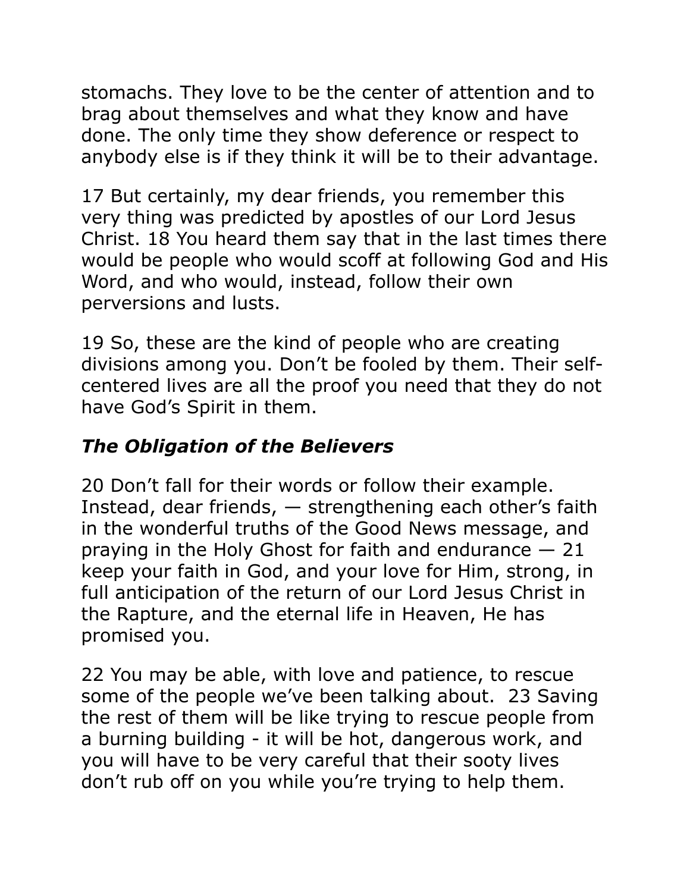stomachs. They love to be the center of attention and to brag about themselves and what they know and have done. The only time they show deference or respect to anybody else is if they think it will be to their advantage.

17 But certainly, my dear friends, you remember this very thing was predicted by apostles of our Lord Jesus Christ. 18 You heard them say that in the last times there would be people who would scoff at following God and His Word, and who would, instead, follow their own perversions and lusts.

19 So, these are the kind of people who are creating divisions among you. Don't be fooled by them. Their self-centered lives are all the proof you need that they do not have God's Spirit in them.

### *The Obligation of the Believers*

20 Don't fall for their words or follow their example. Instead, dear friends, — strengthening each other's faith in the wonderful truths of the Good News message, and praying in the Holy Ghost for faith and endurance — 21 keep your faith in God, and your love for Him, strong, in full anticipation of the return of our Lord Jesus Christ in the Rapture, and the eternal life in Heaven, He has promised you.

22 You may be able, with love and patience, to rescue some of the people we've been talking about.  23 Saving the rest of them will be like trying to rescue people from a burning building - it will be hot, dangerous work, and you will have to be very careful that their sooty lives don't rub off on you while you're trying to help them.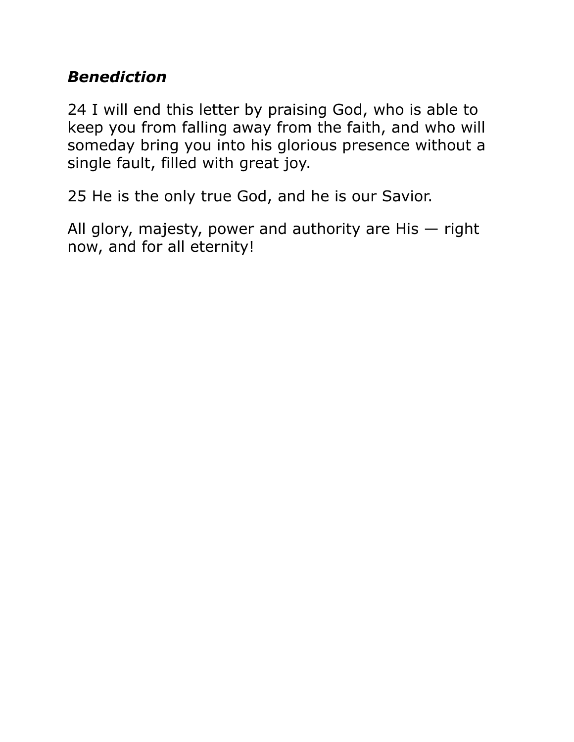***Benediction***

24 I will end this letter by praising God, who is able to keep you from falling away from the faith, and who will someday bring you into his glorious presence without a single fault, filled with great joy.

25 He is the only true God, and he is our Savior.

All glory, majesty, power and authority are His — right now, and for all eternity!